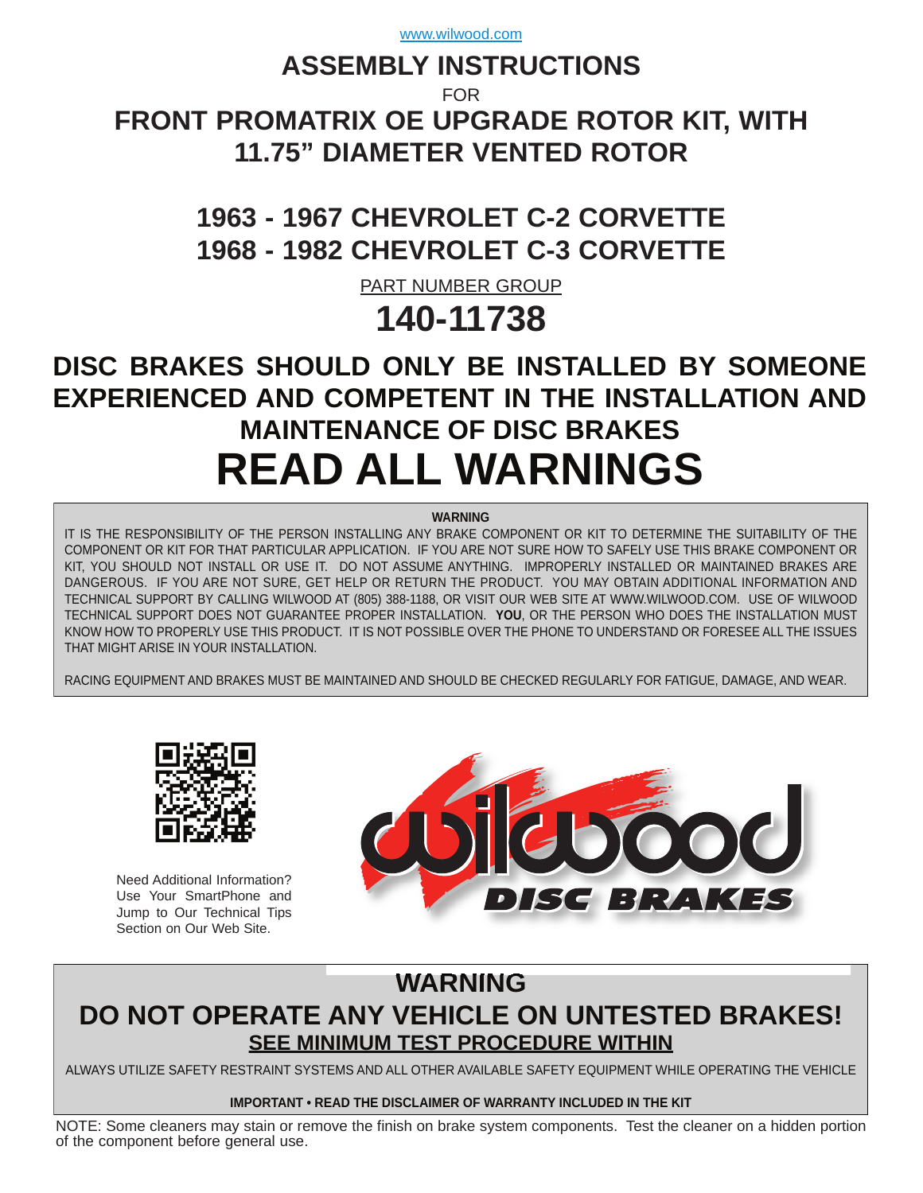www.wilwood.com

# ASSEMBLY INSTRUCTIONS

FOR

# FRONT PROMATRIX OE UPGRADE ROTOR KIT, WITH 11.75" DIAMETER VENTED ROTOR

## 1963 - 1967 CHEVROLET C-2 CORVETTE
## 1968 - 1982 CHEVROLET C-3 CORVETTE

PART NUMBER GROUP

# 140-11738

## DISC BRAKES SHOULD ONLY BE INSTALLED BY SOMEONE EXPERIENCED AND COMPETENT IN THE INSTALLATION AND MAINTENANCE OF DISC BRAKES

# READ ALL WARNINGS

**WARNING**

IT IS THE RESPONSIBILITY OF THE PERSON INSTALLING ANY BRAKE COMPONENT OR KIT TO DETERMINE THE SUITABILITY OF THE COMPONENT OR KIT FOR THAT PARTICULAR APPLICATION. IF YOU ARE NOT SURE HOW TO SAFELY USE THIS BRAKE COMPONENT OR KIT, YOU SHOULD NOT INSTALL OR USE IT. DO NOT ASSUME ANYTHING. IMPROPERLY INSTALLED OR MAINTAINED BRAKES ARE DANGEROUS. IF YOU ARE NOT SURE, GET HELP OR RETURN THE PRODUCT. YOU MAY OBTAIN ADDITIONAL INFORMATION AND TECHNICAL SUPPORT BY CALLING WILWOOD AT (805) 388-1188, OR VISIT OUR WEB SITE AT WWW.WILWOOD.COM. USE OF WILWOOD TECHNICAL SUPPORT DOES NOT GUARANTEE PROPER INSTALLATION. **YOU**, OR THE PERSON WHO DOES THE INSTALLATION MUST KNOW HOW TO PROPERLY USE THIS PRODUCT. IT IS NOT POSSIBLE OVER THE PHONE TO UNDERSTAND OR FORESEE ALL THE ISSUES THAT MIGHT ARISE IN YOUR INSTALLATION.

RACING EQUIPMENT AND BRAKES MUST BE MAINTAINED AND SHOULD BE CHECKED REGULARLY FOR FATIGUE, DAMAGE, AND WEAR.

Need Additional Information? Use Your SmartPhone and Jump to Our Technical Tips Section on Our Web Site.

wilwood DISC BRAKES

## WARNING
## DO NOT OPERATE ANY VEHICLE ON UNTESTED BRAKES!
**SEE MINIMUM TEST PROCEDURE WITHIN**

ALWAYS UTILIZE SAFETY RESTRAINT SYSTEMS AND ALL OTHER AVAILABLE SAFETY EQUIPMENT WHILE OPERATING THE VEHICLE

**IMPORTANT • READ THE DISCLAIMER OF WARRANTY INCLUDED IN THE KIT**

NOTE: Some cleaners may stain or remove the finish on brake system components. Test the cleaner on a hidden portion of the component before general use.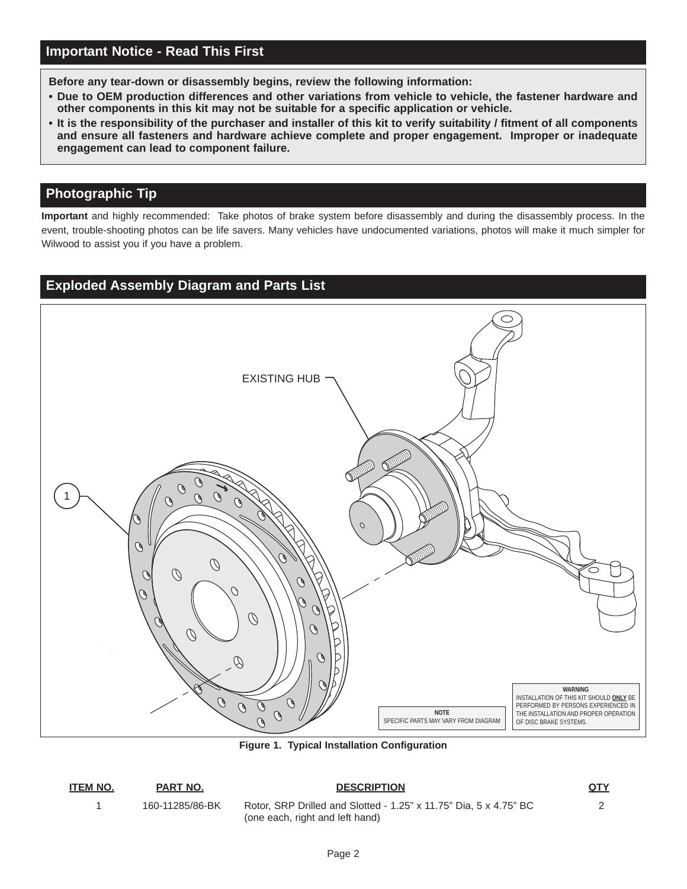## Important Notice - Read This First

**Before any tear-down or disassembly begins, review the following information:**

- **Due to OEM production differences and other variations from vehicle to vehicle, the fastener hardware and other components in this kit may not be suitable for a specific application or vehicle.**
- **It is the responsibility of the purchaser and installer of this kit to verify suitability / fitment of all components and ensure all fasteners and hardware achieve complete and proper engagement. Improper or inadequate engagement can lead to component failure.**

## Photographic Tip

**Important** and highly recommended: Take photos of brake system before disassembly and during the disassembly process. In the event, trouble-shooting photos can be life savers. Many vehicles have undocumented variations, photos will make it much simpler for Wilwood to assist you if you have a problem.

## Exploded Assembly Diagram and Parts List

EXISTING HUB

1

**NOTE**
SPECIFIC PARTS MAY VARY FROM DIAGRAM

**WARNING**
INSTALLATION OF THIS KIT SHOULD **ONLY** BE PERFORMED BY PERSONS EXPERIENCED IN THE INSTALLATION AND PROPER OPERATION OF DISC BRAKE SYSTEMS.

**Figure 1. Typical Installation Configuration**

| ITEM NO. | PART NO. | DESCRIPTION | QTY |
|---|---|---|---|
| 1 | 160-11285/86-BK | Rotor, SRP Drilled and Slotted - 1.25" x 11.75" Dia, 5 x 4.75" BC (one each, right and left hand) | 2 |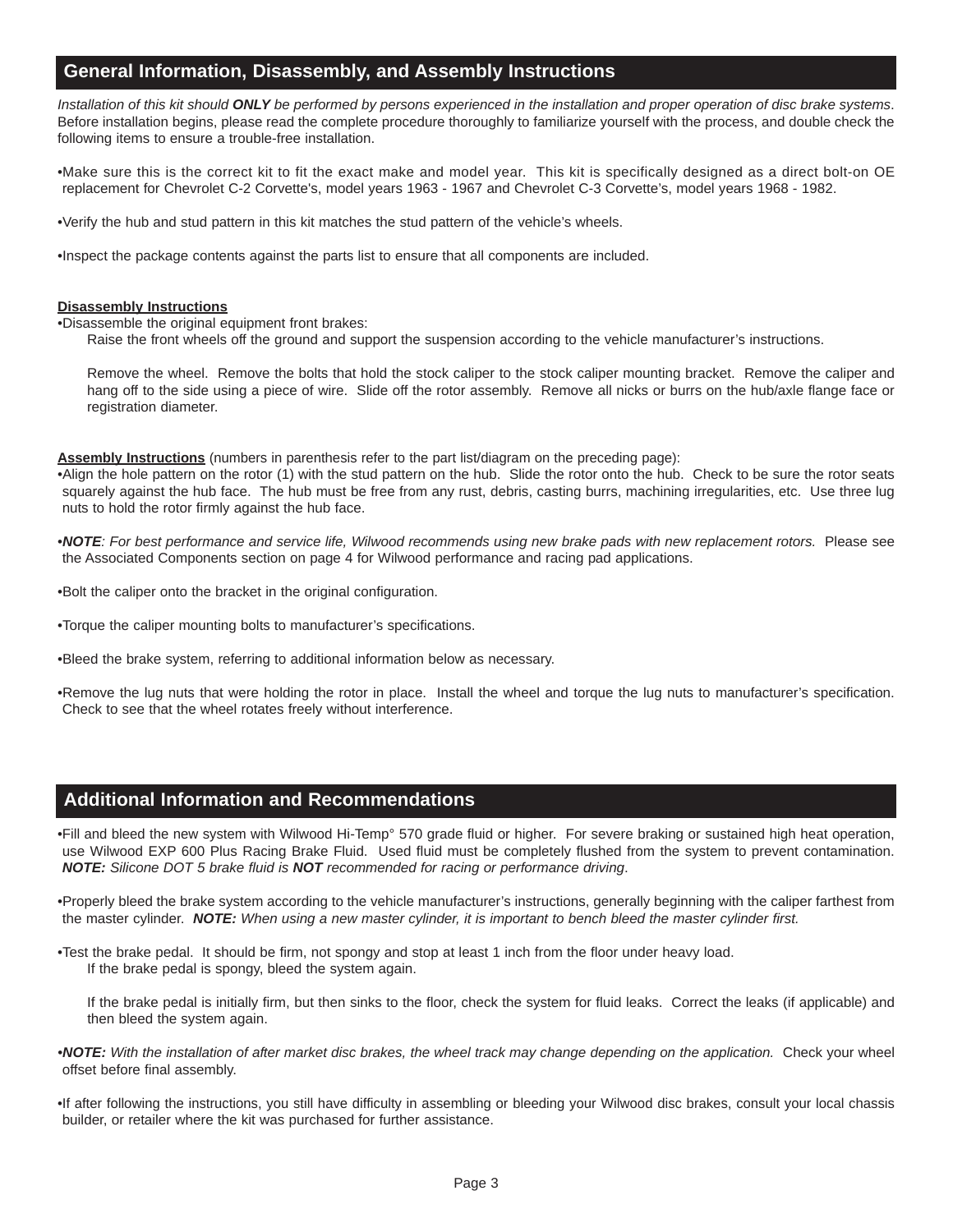## General Information, Disassembly, and Assembly Instructions

*Installation of this kit should* ***ONLY*** *be performed by persons experienced in the installation and proper operation of disc brake systems*. Before installation begins, please read the complete procedure thoroughly to familiarize yourself with the process, and double check the following items to ensure a trouble-free installation.

- Make sure this is the correct kit to fit the exact make and model year. This kit is specifically designed as a direct bolt-on OE replacement for Chevrolet C-2 Corvette's, model years 1963 - 1967 and Chevrolet C-3 Corvette's, model years 1968 - 1982.

- Verify the hub and stud pattern in this kit matches the stud pattern of the vehicle's wheels.

- Inspect the package contents against the parts list to ensure that all components are included.

**Disassembly Instructions**

- Disassemble the original equipment front brakes:

  Raise the front wheels off the ground and support the suspension according to the vehicle manufacturer's instructions.

  Remove the wheel. Remove the bolts that hold the stock caliper to the stock caliper mounting bracket. Remove the caliper and hang off to the side using a piece of wire. Slide off the rotor assembly. Remove all nicks or burrs on the hub/axle flange face or registration diameter.

**Assembly Instructions** (numbers in parenthesis refer to the part list/diagram on the preceding page):

- Align the hole pattern on the rotor (1) with the stud pattern on the hub. Slide the rotor onto the hub. Check to be sure the rotor seats squarely against the hub face. The hub must be free from any rust, debris, casting burrs, machining irregularities, etc. Use three lug nuts to hold the rotor firmly against the hub face.

- ***NOTE****: For best performance and service life, Wilwood recommends using new brake pads with new replacement rotors.* Please see the Associated Components section on page 4 for Wilwood performance and racing pad applications.

- Bolt the caliper onto the bracket in the original configuration.

- Torque the caliper mounting bolts to manufacturer's specifications.

- Bleed the brake system, referring to additional information below as necessary.

- Remove the lug nuts that were holding the rotor in place. Install the wheel and torque the lug nuts to manufacturer's specification. Check to see that the wheel rotates freely without interference.

## Additional Information and Recommendations

- Fill and bleed the new system with Wilwood Hi-Temp° 570 grade fluid or higher. For severe braking or sustained high heat operation, use Wilwood EXP 600 Plus Racing Brake Fluid. Used fluid must be completely flushed from the system to prevent contamination. ***NOTE:*** *Silicone DOT 5 brake fluid is* ***NOT*** *recommended for racing or performance driving*.

- Properly bleed the brake system according to the vehicle manufacturer's instructions, generally beginning with the caliper farthest from the master cylinder. ***NOTE:*** *When using a new master cylinder, it is important to bench bleed the master cylinder first.*

- Test the brake pedal. It should be firm, not spongy and stop at least 1 inch from the floor under heavy load.

  If the brake pedal is spongy, bleed the system again.

  If the brake pedal is initially firm, but then sinks to the floor, check the system for fluid leaks. Correct the leaks (if applicable) and then bleed the system again.

- ***NOTE:*** *With the installation of after market disc brakes, the wheel track may change depending on the application.* Check your wheel offset before final assembly.

- If after following the instructions, you still have difficulty in assembling or bleeding your Wilwood disc brakes, consult your local chassis builder, or retailer where the kit was purchased for further assistance.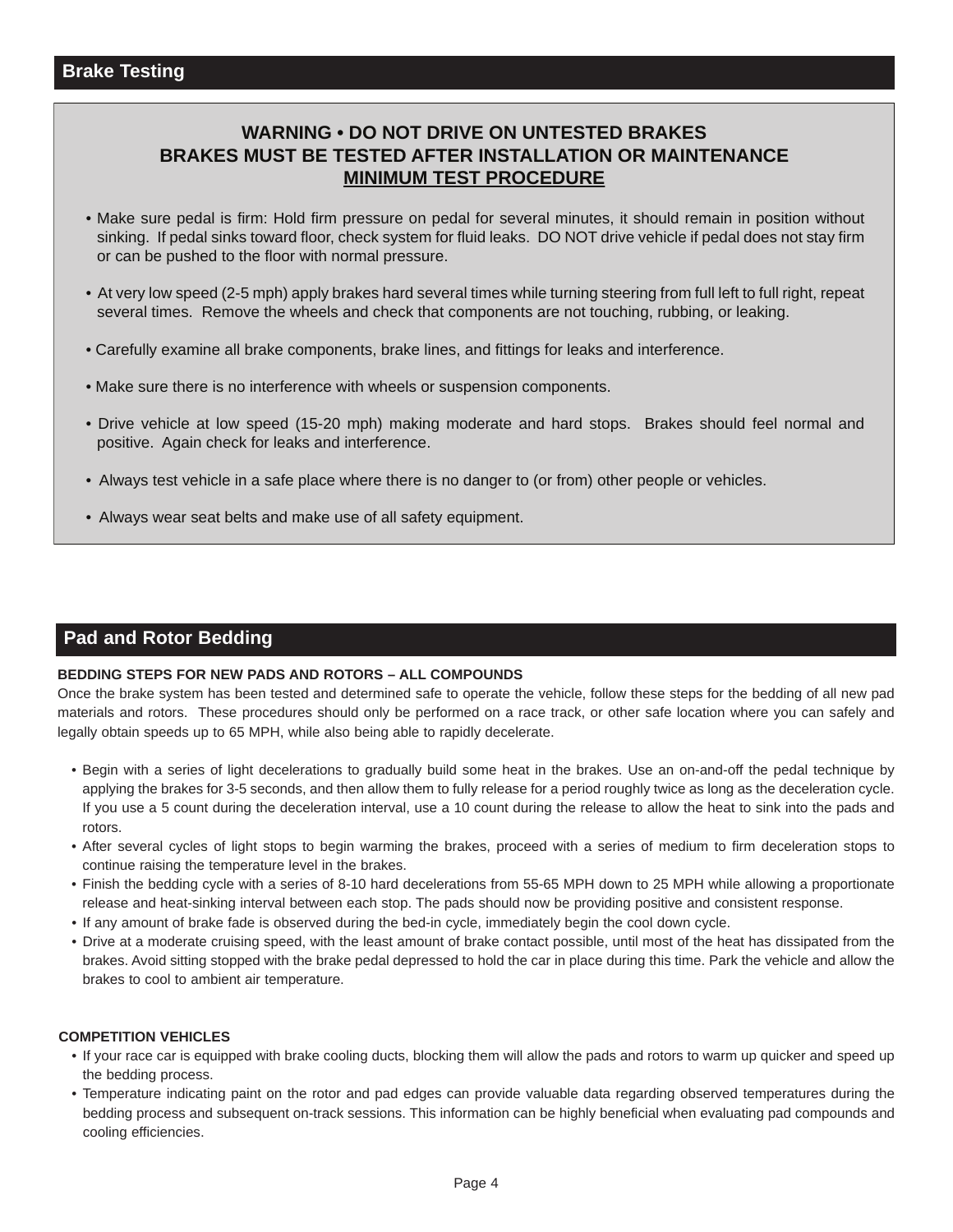## Brake Testing

**WARNING • DO NOT DRIVE ON UNTESTED BRAKES**
**BRAKES MUST BE TESTED AFTER INSTALLATION OR MAINTENANCE**
**MINIMUM TEST PROCEDURE**

- Make sure pedal is firm: Hold firm pressure on pedal for several minutes, it should remain in position without sinking. If pedal sinks toward floor, check system for fluid leaks. DO NOT drive vehicle if pedal does not stay firm or can be pushed to the floor with normal pressure.
- At very low speed (2-5 mph) apply brakes hard several times while turning steering from full left to full right, repeat several times. Remove the wheels and check that components are not touching, rubbing, or leaking.
- Carefully examine all brake components, brake lines, and fittings for leaks and interference.
- Make sure there is no interference with wheels or suspension components.
- Drive vehicle at low speed (15-20 mph) making moderate and hard stops. Brakes should feel normal and positive. Again check for leaks and interference.
- Always test vehicle in a safe place where there is no danger to (or from) other people or vehicles.
- Always wear seat belts and make use of all safety equipment.

## Pad and Rotor Bedding

**BEDDING STEPS FOR NEW PADS AND ROTORS – ALL COMPOUNDS**

Once the brake system has been tested and determined safe to operate the vehicle, follow these steps for the bedding of all new pad materials and rotors. These procedures should only be performed on a race track, or other safe location where you can safely and legally obtain speeds up to 65 MPH, while also being able to rapidly decelerate.

- Begin with a series of light decelerations to gradually build some heat in the brakes. Use an on-and-off the pedal technique by applying the brakes for 3-5 seconds, and then allow them to fully release for a period roughly twice as long as the deceleration cycle. If you use a 5 count during the deceleration interval, use a 10 count during the release to allow the heat to sink into the pads and rotors.
- After several cycles of light stops to begin warming the brakes, proceed with a series of medium to firm deceleration stops to continue raising the temperature level in the brakes.
- Finish the bedding cycle with a series of 8-10 hard decelerations from 55-65 MPH down to 25 MPH while allowing a proportionate release and heat-sinking interval between each stop. The pads should now be providing positive and consistent response.
- If any amount of brake fade is observed during the bed-in cycle, immediately begin the cool down cycle.
- Drive at a moderate cruising speed, with the least amount of brake contact possible, until most of the heat has dissipated from the brakes. Avoid sitting stopped with the brake pedal depressed to hold the car in place during this time. Park the vehicle and allow the brakes to cool to ambient air temperature.

**COMPETITION VEHICLES**

- If your race car is equipped with brake cooling ducts, blocking them will allow the pads and rotors to warm up quicker and speed up the bedding process.
- Temperature indicating paint on the rotor and pad edges can provide valuable data regarding observed temperatures during the bedding process and subsequent on-track sessions. This information can be highly beneficial when evaluating pad compounds and cooling efficiencies.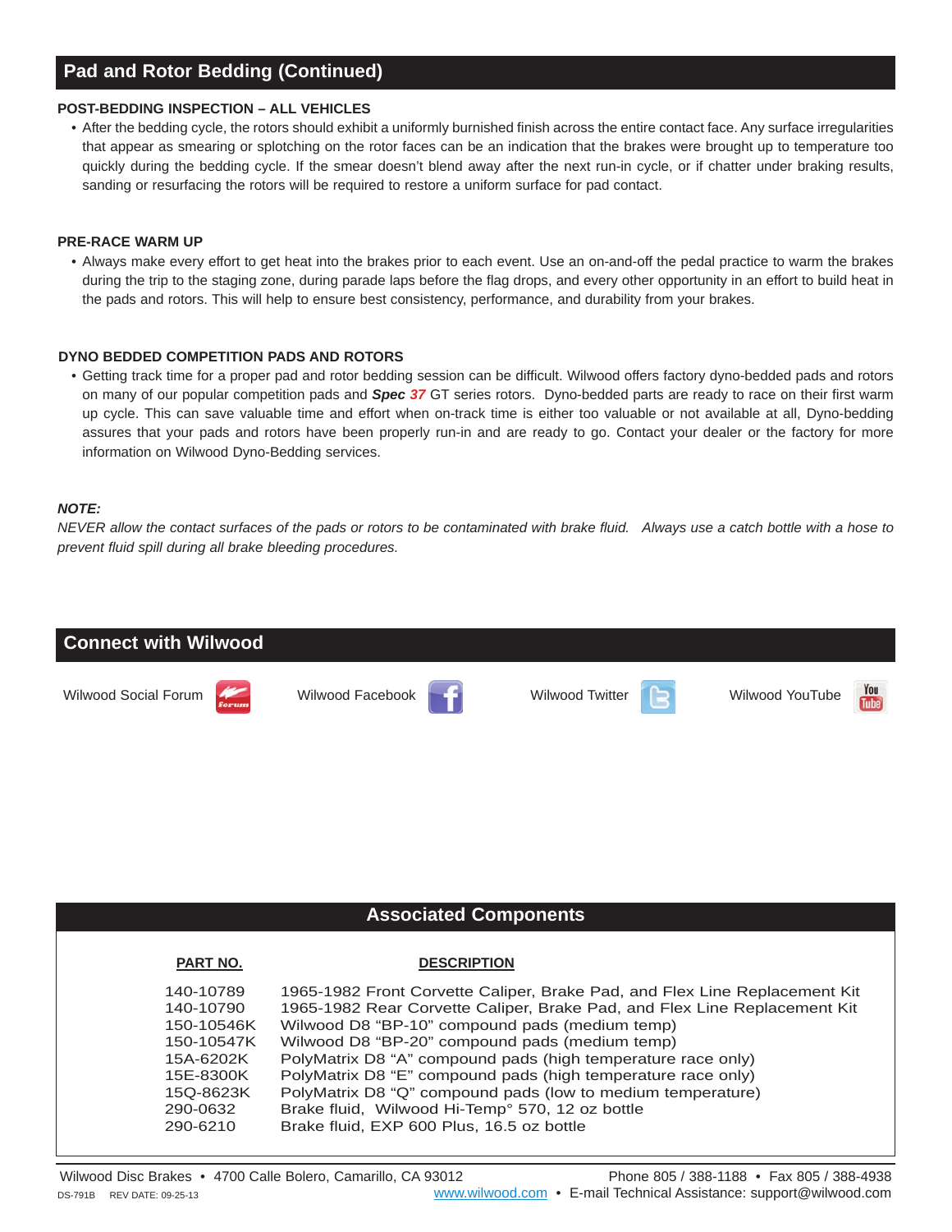## Pad and Rotor Bedding (Continued)

**POST-BEDDING INSPECTION – ALL VEHICLES**

- After the bedding cycle, the rotors should exhibit a uniformly burnished finish across the entire contact face. Any surface irregularities that appear as smearing or splotching on the rotor faces can be an indication that the brakes were brought up to temperature too quickly during the bedding cycle. If the smear doesn't blend away after the next run-in cycle, or if chatter under braking results, sanding or resurfacing the rotors will be required to restore a uniform surface for pad contact.

**PRE-RACE WARM UP**

- Always make every effort to get heat into the brakes prior to each event. Use an on-and-off the pedal practice to warm the brakes during the trip to the staging zone, during parade laps before the flag drops, and every other opportunity in an effort to build heat in the pads and rotors. This will help to ensure best consistency, performance, and durability from your brakes.

**DYNO BEDDED COMPETITION PADS AND ROTORS**

- Getting track time for a proper pad and rotor bedding session can be difficult. Wilwood offers factory dyno-bedded pads and rotors on many of our popular competition pads and ***Spec 37*** GT series rotors. Dyno-bedded parts are ready to race on their first warm up cycle. This can save valuable time and effort when on-track time is either too valuable or not available at all, Dyno-bedding assures that your pads and rotors have been properly run-in and are ready to go. Contact your dealer or the factory for more information on Wilwood Dyno-Bedding services.

***NOTE:***

*NEVER allow the contact surfaces of the pads or rotors to be contaminated with brake fluid. Always use a catch bottle with a hose to prevent fluid spill during all brake bleeding procedures.*

## Connect with Wilwood

Wilwood Social Forum    Wilwood Facebook    Wilwood Twitter    Wilwood YouTube

## Associated Components

| PART NO. | DESCRIPTION |
|---|---|
| 140-10789 | 1965-1982 Front Corvette Caliper, Brake Pad, and Flex Line Replacement Kit |
| 140-10790 | 1965-1982 Rear Corvette Caliper, Brake Pad, and Flex Line Replacement Kit |
| 150-10546K | Wilwood D8 “BP-10” compound pads (medium temp) |
| 150-10547K | Wilwood D8 “BP-20” compound pads (medium temp) |
| 15A-6202K | PolyMatrix D8 “A” compound pads (high temperature race only) |
| 15E-8300K | PolyMatrix D8 “E” compound pads (high temperature race only) |
| 15Q-8623K | PolyMatrix D8 “Q” compound pads (low to medium temperature) |
| 290-0632 | Brake fluid, Wilwood Hi-Temp° 570, 12 oz bottle |
| 290-6210 | Brake fluid, EXP 600 Plus, 16.5 oz bottle |

Wilwood Disc Brakes • 4700 Calle Bolero, Camarillo, CA 93012    Phone 805 / 388-1188 • Fax 805 / 388-4938
DS-791B REV DATE: 09-25-13    www.wilwood.com • E-mail Technical Assistance: support@wilwood.com